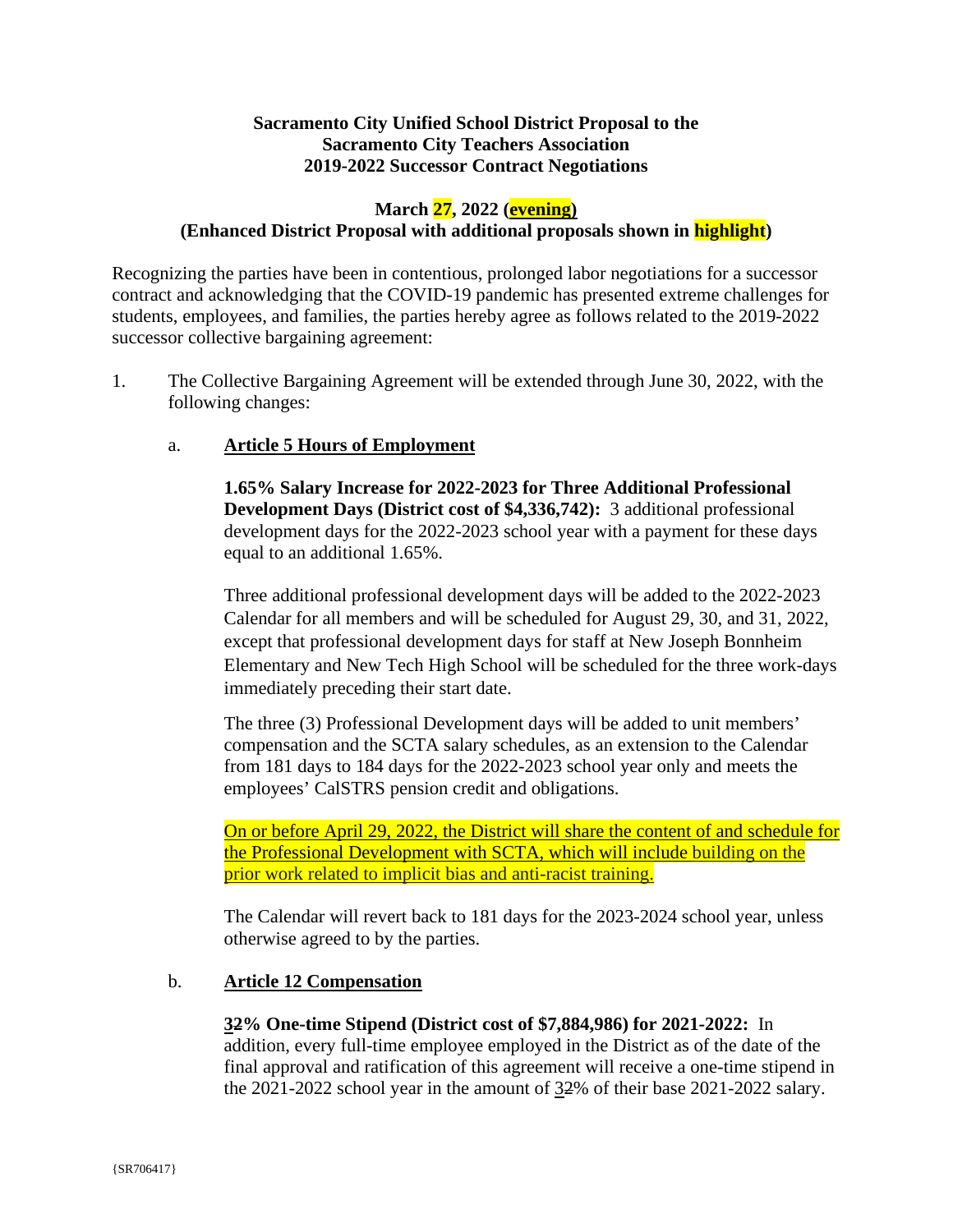**Sacramento City Unified School District Proposal to the Sacramento City Teachers Association 2019-2022 Successor Contract Negotiations**

**March 27, 2022 (evening)**
**(Enhanced District Proposal with additional proposals shown in highlight)**

Recognizing the parties have been in contentious, prolonged labor negotiations for a successor contract and acknowledging that the COVID-19 pandemic has presented extreme challenges for students, employees, and families, the parties hereby agree as follows related to the 2019-2022 successor collective bargaining agreement:

1. The Collective Bargaining Agreement will be extended through June 30, 2022, with the following changes:

   a. **Article 5 Hours of Employment**

      **1.65% Salary Increase for 2022-2023 for Three Additional Professional Development Days (District cost of $4,336,742):** 3 additional professional development days for the 2022-2023 school year with a payment for these days equal to an additional 1.65%.

      Three additional professional development days will be added to the 2022-2023 Calendar for all members and will be scheduled for August 29, 30, and 31, 2022, except that professional development days for staff at New Joseph Bonnheim Elementary and New Tech High School will be scheduled for the three work-days immediately preceding their start date.

      The three (3) Professional Development days will be added to unit members' compensation and the SCTA salary schedules, as an extension to the Calendar from 181 days to 184 days for the 2022-2023 school year only and meets the employees' CalSTRS pension credit and obligations.

      On or before April 29, 2022, the District will share the content of and schedule for the Professional Development with SCTA, which will include building on the prior work related to implicit bias and anti-racist training.

      The Calendar will revert back to 181 days for the 2023-2024 school year, unless otherwise agreed to by the parties.

   b. **Article 12 Compensation**

      **3~~2~~% One-time Stipend (District cost of $7,884,986) for 2021-2022:** In addition, every full-time employee employed in the District as of the date of the final approval and ratification of this agreement will receive a one-time stipend in the 2021-2022 school year in the amount of 3~~2~~% of their base 2021-2022 salary.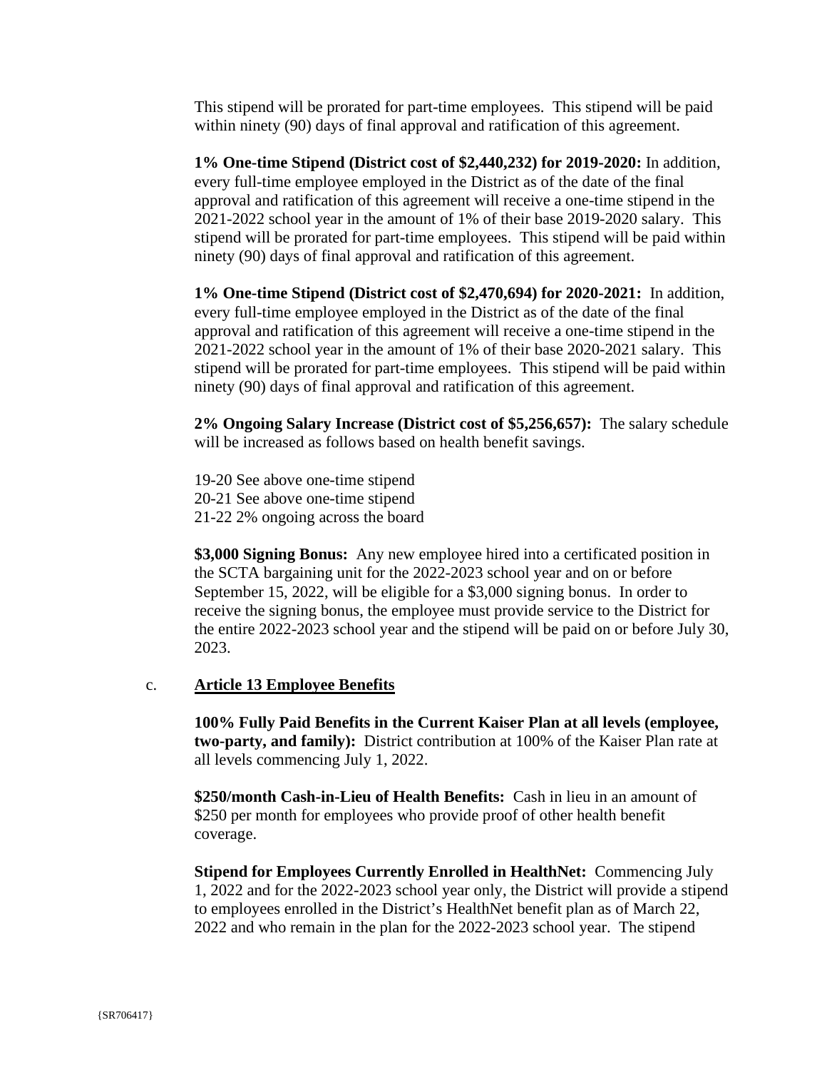This stipend will be prorated for part-time employees. This stipend will be paid within ninety (90) days of final approval and ratification of this agreement.

**1% One-time Stipend (District cost of $2,440,232) for 2019-2020:** In addition, every full-time employee employed in the District as of the date of the final approval and ratification of this agreement will receive a one-time stipend in the 2021-2022 school year in the amount of 1% of their base 2019-2020 salary. This stipend will be prorated for part-time employees. This stipend will be paid within ninety (90) days of final approval and ratification of this agreement.

**1% One-time Stipend (District cost of $2,470,694) for 2020-2021:** In addition, every full-time employee employed in the District as of the date of the final approval and ratification of this agreement will receive a one-time stipend in the 2021-2022 school year in the amount of 1% of their base 2020-2021 salary. This stipend will be prorated for part-time employees. This stipend will be paid within ninety (90) days of final approval and ratification of this agreement.

**2% Ongoing Salary Increase (District cost of $5,256,657):** The salary schedule will be increased as follows based on health benefit savings.

19-20 See above one-time stipend
20-21 See above one-time stipend
21-22 2% ongoing across the board

**$3,000 Signing Bonus:** Any new employee hired into a certificated position in the SCTA bargaining unit for the 2022-2023 school year and on or before September 15, 2022, will be eligible for a $3,000 signing bonus. In order to receive the signing bonus, the employee must provide service to the District for the entire 2022-2023 school year and the stipend will be paid on or before July 30, 2023.

c. **Article 13 Employee Benefits**

**100% Fully Paid Benefits in the Current Kaiser Plan at all levels (employee, two-party, and family):** District contribution at 100% of the Kaiser Plan rate at all levels commencing July 1, 2022.

**$250/month Cash-in-Lieu of Health Benefits:** Cash in lieu in an amount of $250 per month for employees who provide proof of other health benefit coverage.

**Stipend for Employees Currently Enrolled in HealthNet:** Commencing July 1, 2022 and for the 2022-2023 school year only, the District will provide a stipend to employees enrolled in the District's HealthNet benefit plan as of March 22, 2022 and who remain in the plan for the 2022-2023 school year. The stipend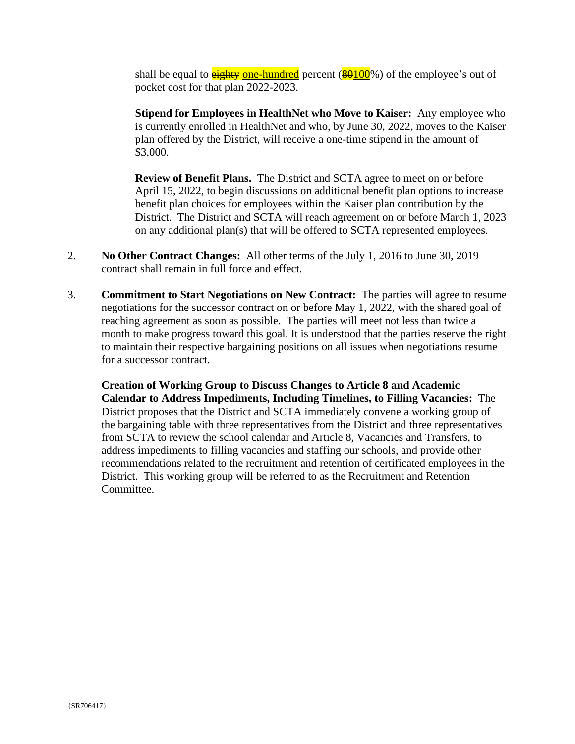shall be equal to ~~eighty~~ one-hundred percent (~~80~~100%) of the employee's out of pocket cost for that plan 2022-2023.

**Stipend for Employees in HealthNet who Move to Kaiser:** Any employee who is currently enrolled in HealthNet and who, by June 30, 2022, moves to the Kaiser plan offered by the District, will receive a one-time stipend in the amount of $3,000.

**Review of Benefit Plans.** The District and SCTA agree to meet on or before April 15, 2022, to begin discussions on additional benefit plan options to increase benefit plan choices for employees within the Kaiser plan contribution by the District. The District and SCTA will reach agreement on or before March 1, 2023 on any additional plan(s) that will be offered to SCTA represented employees.

2. **No Other Contract Changes:** All other terms of the July 1, 2016 to June 30, 2019 contract shall remain in full force and effect.

3. **Commitment to Start Negotiations on New Contract:** The parties will agree to resume negotiations for the successor contract on or before May 1, 2022, with the shared goal of reaching agreement as soon as possible. The parties will meet not less than twice a month to make progress toward this goal. It is understood that the parties reserve the right to maintain their respective bargaining positions on all issues when negotiations resume for a successor contract.

   **Creation of Working Group to Discuss Changes to Article 8 and Academic Calendar to Address Impediments, Including Timelines, to Filling Vacancies:** The District proposes that the District and SCTA immediately convene a working group of the bargaining table with three representatives from the District and three representatives from SCTA to review the school calendar and Article 8, Vacancies and Transfers, to address impediments to filling vacancies and staffing our schools, and provide other recommendations related to the recruitment and retention of certificated employees in the District. This working group will be referred to as the Recruitment and Retention Committee.

{SR706417}